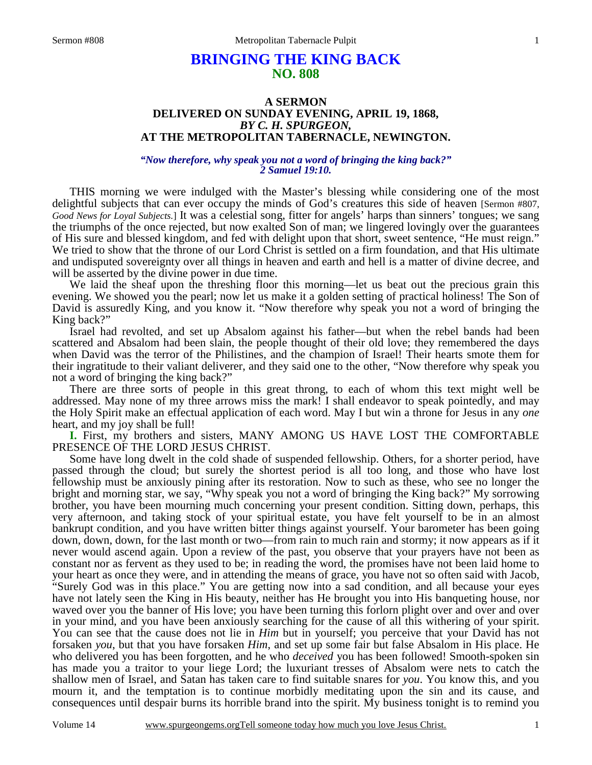# BRINGING THE KING BACK
## NO. 808

### A SERMON
### DELIVERED ON SUNDAY EVENING, APRIL 19, 1868,
### *BY C. H. SPURGEON,*
### AT THE METROPOLITAN TABERNACLE, NEWINGTON.

***"Now therefore, why speak you not a word of bringing the king back?" 2 Samuel 19:10.***

THIS morning we were indulged with the Master's blessing while considering one of the most delightful subjects that can ever occupy the minds of God's creatures this side of heaven [Sermon #807, *Good News for Loyal Subjects.*] It was a celestial song, fitter for angels' harps than sinners' tongues; we sang the triumphs of the once rejected, but now exalted Son of man; we lingered lovingly over the guarantees of His sure and blessed kingdom, and fed with delight upon that short, sweet sentence, "He must reign." We tried to show that the throne of our Lord Christ is settled on a firm foundation, and that His ultimate and undisputed sovereignty over all things in heaven and earth and hell is a matter of divine decree, and will be asserted by the divine power in due time.

We laid the sheaf upon the threshing floor this morning—let us beat out the precious grain this evening. We showed you the pearl; now let us make it a golden setting of practical holiness! The Son of David is assuredly King, and you know it. "Now therefore why speak you not a word of bringing the King back?"

Israel had revolted, and set up Absalom against his father—but when the rebel bands had been scattered and Absalom had been slain, the people thought of their old love; they remembered the days when David was the terror of the Philistines, and the champion of Israel! Their hearts smote them for their ingratitude to their valiant deliverer, and they said one to the other, "Now therefore why speak you not a word of bringing the king back?"

There are three sorts of people in this great throng, to each of whom this text might well be addressed. May none of my three arrows miss the mark! I shall endeavor to speak pointedly, and may the Holy Spirit make an effectual application of each word. May I but win a throne for Jesus in any *one* heart, and my joy shall be full!

**I.** First, my brothers and sisters, MANY AMONG US HAVE LOST THE COMFORTABLE PRESENCE OF THE LORD JESUS CHRIST.

Some have long dwelt in the cold shade of suspended fellowship. Others, for a shorter period, have passed through the cloud; but surely the shortest period is all too long, and those who have lost fellowship must be anxiously pining after its restoration. Now to such as these, who see no longer the bright and morning star, we say, "Why speak you not a word of bringing the King back?" My sorrowing brother, you have been mourning much concerning your present condition. Sitting down, perhaps, this very afternoon, and taking stock of your spiritual estate, you have felt yourself to be in an almost bankrupt condition, and you have written bitter things against yourself. Your barometer has been going down, down, down, for the last month or two—from rain to much rain and stormy; it now appears as if it never would ascend again. Upon a review of the past, you observe that your prayers have not been as constant nor as fervent as they used to be; in reading the word, the promises have not been laid home to your heart as once they were, and in attending the means of grace, you have not so often said with Jacob, "Surely God was in this place." You are getting now into a sad condition, and all because your eyes have not lately seen the King in His beauty, neither has He brought you into His banqueting house, nor waved over you the banner of His love; you have been turning this forlorn plight over and over and over in your mind, and you have been anxiously searching for the cause of all this withering of your spirit. You can see that the cause does not lie in *Him* but in yourself; you perceive that your David has not forsaken *you*, but that you have forsaken *Him*, and set up some fair but false Absalom in His place. He who delivered you has been forgotten, and he who *deceived* you has been followed! Smooth-spoken sin has made you a traitor to your liege Lord; the luxuriant tresses of Absalom were nets to catch the shallow men of Israel, and Satan has taken care to find suitable snares for *you*. You know this, and you mourn it, and the temptation is to continue morbidly meditating upon the sin and its cause, and consequences until despair burns its horrible brand into the spirit. My business tonight is to remind you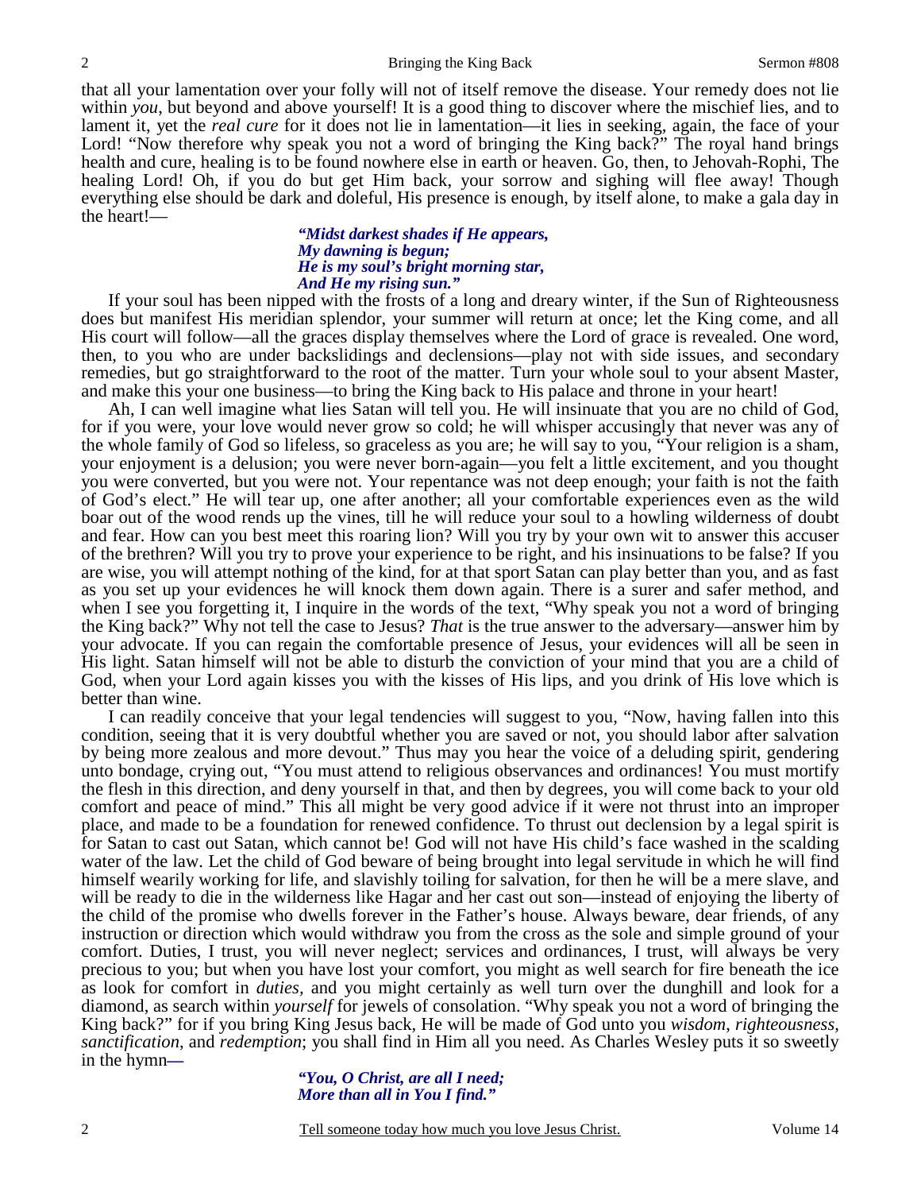that all your lamentation over your folly will not of itself remove the disease. Your remedy does not lie within *you*, but beyond and above yourself! It is a good thing to discover where the mischief lies, and to lament it, yet the *real cure* for it does not lie in lamentation—it lies in seeking, again, the face of your Lord! "Now therefore why speak you not a word of bringing the King back?" The royal hand brings health and cure, healing is to be found nowhere else in earth or heaven. Go, then, to Jehovah-Rophi, The healing Lord! Oh, if you do but get Him back, your sorrow and sighing will flee away! Though everything else should be dark and doleful, His presence is enough, by itself alone, to make a gala day in the heart!—

> ***"Midst darkest shades if He appears,***
> ***My dawning is begun;***
> ***He is my soul's bright morning star,***
> ***And He my rising sun."***

If your soul has been nipped with the frosts of a long and dreary winter, if the Sun of Righteousness does but manifest His meridian splendor, your summer will return at once; let the King come, and all His court will follow—all the graces display themselves where the Lord of grace is revealed. One word, then, to you who are under backslidings and declensions—play not with side issues, and secondary remedies, but go straightforward to the root of the matter. Turn your whole soul to your absent Master, and make this your one business—to bring the King back to His palace and throne in your heart!

Ah, I can well imagine what lies Satan will tell you. He will insinuate that you are no child of God, for if you were, your love would never grow so cold; he will whisper accusingly that never was any of the whole family of God so lifeless, so graceless as you are; he will say to you, "Your religion is a sham, your enjoyment is a delusion; you were never born-again—you felt a little excitement, and you thought you were converted, but you were not. Your repentance was not deep enough; your faith is not the faith of God's elect." He will tear up, one after another; all your comfortable experiences even as the wild boar out of the wood rends up the vines, till he will reduce your soul to a howling wilderness of doubt and fear. How can you best meet this roaring lion? Will you try by your own wit to answer this accuser of the brethren? Will you try to prove your experience to be right, and his insinuations to be false? If you are wise, you will attempt nothing of the kind, for at that sport Satan can play better than you, and as fast as you set up your evidences he will knock them down again. There is a surer and safer method, and when I see you forgetting it, I inquire in the words of the text, "Why speak you not a word of bringing the King back?" Why not tell the case to Jesus? *That* is the true answer to the adversary—answer him by your advocate. If you can regain the comfortable presence of Jesus, your evidences will all be seen in His light. Satan himself will not be able to disturb the conviction of your mind that you are a child of God, when your Lord again kisses you with the kisses of His lips, and you drink of His love which is better than wine.

I can readily conceive that your legal tendencies will suggest to you, "Now, having fallen into this condition, seeing that it is very doubtful whether you are saved or not, you should labor after salvation by being more zealous and more devout." Thus may you hear the voice of a deluding spirit, gendering unto bondage, crying out, "You must attend to religious observances and ordinances! You must mortify the flesh in this direction, and deny yourself in that, and then by degrees, you will come back to your old comfort and peace of mind." This all might be very good advice if it were not thrust into an improper place, and made to be a foundation for renewed confidence. To thrust out declension by a legal spirit is for Satan to cast out Satan, which cannot be! God will not have His child's face washed in the scalding water of the law. Let the child of God beware of being brought into legal servitude in which he will find himself wearily working for life, and slavishly toiling for salvation, for then he will be a mere slave, and will be ready to die in the wilderness like Hagar and her cast out son—instead of enjoying the liberty of the child of the promise who dwells forever in the Father's house. Always beware, dear friends, of any instruction or direction which would withdraw you from the cross as the sole and simple ground of your comfort. Duties, I trust, you will never neglect; services and ordinances, I trust, will always be very precious to you; but when you have lost your comfort, you might as well search for fire beneath the ice as look for comfort in *duties,* and you might certainly as well turn over the dunghill and look for a diamond, as search within *yourself* for jewels of consolation. "Why speak you not a word of bringing the King back?" for if you bring King Jesus back, He will be made of God unto you *wisdom, righteousness, sanctification*, and *redemption*; you shall find in Him all you need. As Charles Wesley puts it so sweetly in the hymn**—**

> ***"You, O Christ, are all I need;***
> ***More than all in You I find."***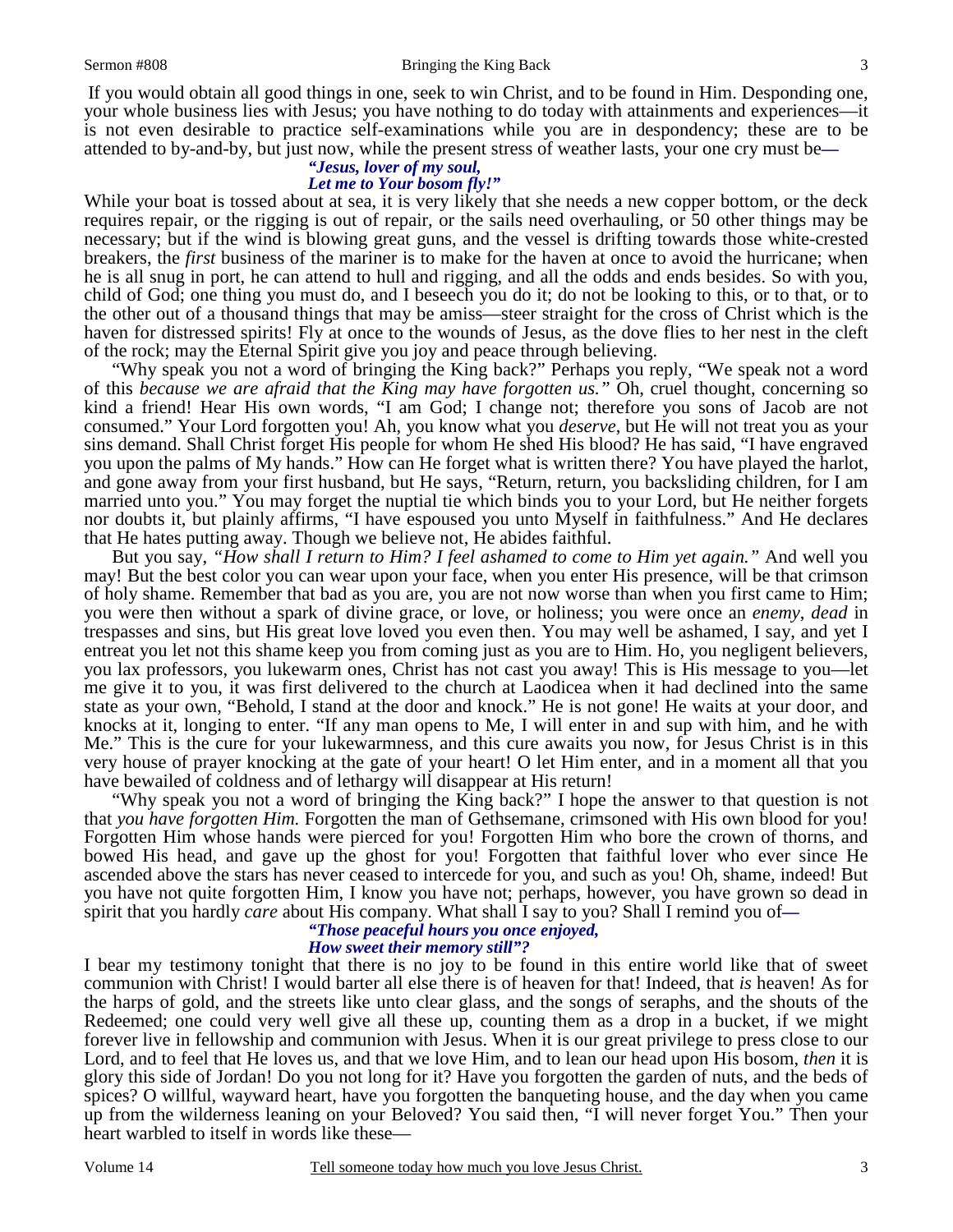If you would obtain all good things in one, seek to win Christ, and to be found in Him. Desponding one, your whole business lies with Jesus; you have nothing to do today with attainments and experiences—it is not even desirable to practice self-examinations while you are in despondency; these are to be attended to by-and-by, but just now, while the present stress of weather lasts, your one cry must be—

> ***"Jesus, lover of my soul,***
> ***Let me to Your bosom fly!"***

While your boat is tossed about at sea, it is very likely that she needs a new copper bottom, or the deck requires repair, or the rigging is out of repair, or the sails need overhauling, or 50 other things may be necessary; but if the wind is blowing great guns, and the vessel is drifting towards those white-crested breakers, the *first* business of the mariner is to make for the haven at once to avoid the hurricane; when he is all snug in port, he can attend to hull and rigging, and all the odds and ends besides. So with you, child of God; one thing you must do, and I beseech you do it; do not be looking to this, or to that, or to the other out of a thousand things that may be amiss—steer straight for the cross of Christ which is the haven for distressed spirits! Fly at once to the wounds of Jesus, as the dove flies to her nest in the cleft of the rock; may the Eternal Spirit give you joy and peace through believing.

"Why speak you not a word of bringing the King back?" Perhaps you reply, "We speak not a word of this *because we are afraid that the King may have forgotten us."* Oh, cruel thought, concerning so kind a friend! Hear His own words, "I am God; I change not; therefore you sons of Jacob are not consumed." Your Lord forgotten you! Ah, you know what you *deserve*, but He will not treat you as your sins demand. Shall Christ forget His people for whom He shed His blood? He has said, "I have engraved you upon the palms of My hands." How can He forget what is written there? You have played the harlot, and gone away from your first husband, but He says, "Return, return, you backsliding children, for I am married unto you." You may forget the nuptial tie which binds you to your Lord, but He neither forgets nor doubts it, but plainly affirms, "I have espoused you unto Myself in faithfulness." And He declares that He hates putting away. Though we believe not, He abides faithful.

But you say, *"How shall I return to Him? I feel ashamed to come to Him yet again."* And well you may! But the best color you can wear upon your face, when you enter His presence, will be that crimson of holy shame. Remember that bad as you are, you are not now worse than when you first came to Him; you were then without a spark of divine grace, or love, or holiness; you were once an *enemy*, *dead* in trespasses and sins, but His great love loved you even then. You may well be ashamed, I say, and yet I entreat you let not this shame keep you from coming just as you are to Him. Ho, you negligent believers, you lax professors, you lukewarm ones, Christ has not cast you away! This is His message to you—let me give it to you, it was first delivered to the church at Laodicea when it had declined into the same state as your own, "Behold, I stand at the door and knock." He is not gone! He waits at your door, and knocks at it, longing to enter. "If any man opens to Me, I will enter in and sup with him, and he with Me." This is the cure for your lukewarmness, and this cure awaits you now, for Jesus Christ is in this very house of prayer knocking at the gate of your heart! O let Him enter, and in a moment all that you have bewailed of coldness and of lethargy will disappear at His return!

"Why speak you not a word of bringing the King back?" I hope the answer to that question is not that *you have forgotten Him.* Forgotten the man of Gethsemane, crimsoned with His own blood for you! Forgotten Him whose hands were pierced for you! Forgotten Him who bore the crown of thorns, and bowed His head, and gave up the ghost for you! Forgotten that faithful lover who ever since He ascended above the stars has never ceased to intercede for you, and such as you! Oh, shame, indeed! But you have not quite forgotten Him, I know you have not; perhaps, however, you have grown so dead in spirit that you hardly *care* about His company. What shall I say to you? Shall I remind you of—

> ***"Those peaceful hours you once enjoyed,***
> ***How sweet their memory still"?***

I bear my testimony tonight that there is no joy to be found in this entire world like that of sweet communion with Christ! I would barter all else there is of heaven for that! Indeed, that *is* heaven! As for the harps of gold, and the streets like unto clear glass, and the songs of seraphs, and the shouts of the Redeemed; one could very well give all these up, counting them as a drop in a bucket, if we might forever live in fellowship and communion with Jesus. When it is our great privilege to press close to our Lord, and to feel that He loves us, and that we love Him, and to lean our head upon His bosom, *then* it is glory this side of Jordan! Do you not long for it? Have you forgotten the garden of nuts, and the beds of spices? O willful, wayward heart, have you forgotten the banqueting house, and the day when you came up from the wilderness leaning on your Beloved? You said then, "I will never forget You." Then your heart warbled to itself in words like these—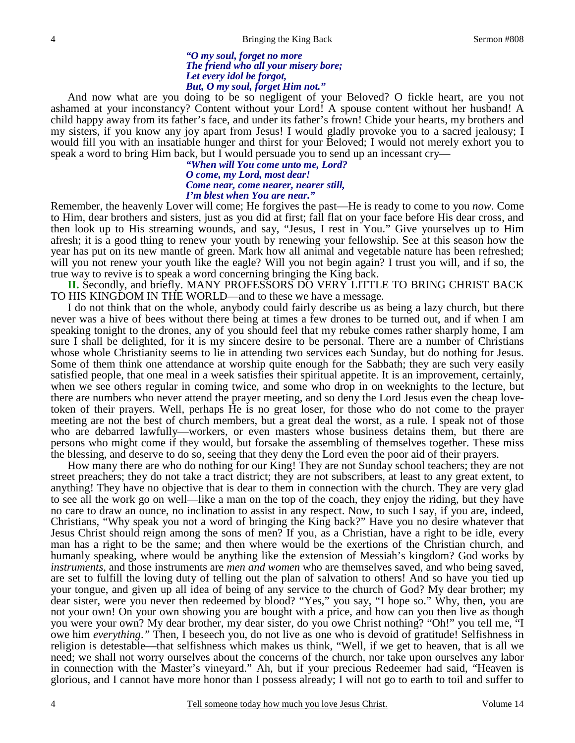> ***"O my soul, forget no more***
> ***The friend who all your misery bore;***
> ***Let every idol be forgot,***
> ***But, O my soul, forget Him not."***

And now what are you doing to be so negligent of your Beloved? O fickle heart, are you not ashamed at your inconstancy? Content without your Lord! A spouse content without her husband! A child happy away from its father's face, and under its father's frown! Chide your hearts, my brothers and my sisters, if you know any joy apart from Jesus! I would gladly provoke you to a sacred jealousy; I would fill you with an insatiable hunger and thirst for your Beloved; I would not merely exhort you to speak a word to bring Him back, but I would persuade you to send up an incessant cry—

> ***"When will You come unto me, Lord?***
> ***O come, my Lord, most dear!***
> ***Come near, come nearer, nearer still,***
> ***I'm blest when You are near."***

Remember, the heavenly Lover will come; He forgives the past—He is ready to come to you *now*. Come to Him, dear brothers and sisters, just as you did at first; fall flat on your face before His dear cross, and then look up to His streaming wounds, and say, "Jesus, I rest in You." Give yourselves up to Him afresh; it is a good thing to renew your youth by renewing your fellowship. See at this season how the year has put on its new mantle of green. Mark how all animal and vegetable nature has been refreshed; will you not renew your youth like the eagle? Will you not begin again? I trust you will, and if so, the true way to revive is to speak a word concerning bringing the King back.

**II.** Secondly, and briefly. MANY PROFESSORS DO VERY LITTLE TO BRING CHRIST BACK TO HIS KINGDOM IN THE WORLD—and to these we have a message.

I do not think that on the whole, anybody could fairly describe us as being a lazy church, but there never was a hive of bees without there being at times a few drones to be turned out, and if when I am speaking tonight to the drones, any of you should feel that my rebuke comes rather sharply home, I am sure I shall be delighted, for it is my sincere desire to be personal. There are a number of Christians whose whole Christianity seems to lie in attending two services each Sunday, but do nothing for Jesus. Some of them think one attendance at worship quite enough for the Sabbath; they are such very easily satisfied people, that one meal in a week satisfies their spiritual appetite. It is an improvement, certainly, when we see others regular in coming twice, and some who drop in on weeknights to the lecture, but there are numbers who never attend the prayer meeting, and so deny the Lord Jesus even the cheap love-token of their prayers. Well, perhaps He is no great loser, for those who do not come to the prayer meeting are not the best of church members, but a great deal the worst, as a rule. I speak not of those who are debarred lawfully—workers, or even masters whose business detains them, but there are persons who might come if they would, but forsake the assembling of themselves together. These miss the blessing, and deserve to do so, seeing that they deny the Lord even the poor aid of their prayers.

How many there are who do nothing for our King! They are not Sunday school teachers; they are not street preachers; they do not take a tract district; they are not subscribers, at least to any great extent, to anything! They have no objective that is dear to them in connection with the church. They are very glad to see all the work go on well—like a man on the top of the coach, they enjoy the riding, but they have no care to draw an ounce, no inclination to assist in any respect. Now, to such I say, if you are, indeed, Christians, "Why speak you not a word of bringing the King back?" Have you no desire whatever that Jesus Christ should reign among the sons of men? If you, as a Christian, have a right to be idle, every man has a right to be the same; and then where would be the exertions of the Christian church, and humanly speaking, where would be anything like the extension of Messiah's kingdom? God works by *instruments,* and those instruments are *men and women* who are themselves saved, and who being saved, are set to fulfill the loving duty of telling out the plan of salvation to others! And so have you tied up your tongue, and given up all idea of being of any service to the church of God? My dear brother; my dear sister, were you never then redeemed by blood? "Yes," you say, "I hope so." Why, then, you are not your own! On your own showing you are bought with a price, and how can you then live as though you were your own? My dear brother, my dear sister, do you owe Christ nothing? "Oh!" you tell me, "I owe him *everything."* Then, I beseech you, do not live as one who is devoid of gratitude! Selfishness in religion is detestable—that selfishness which makes us think, "Well, if we get to heaven, that is all we need; we shall not worry ourselves about the concerns of the church, nor take upon ourselves any labor in connection with the Master's vineyard." Ah, but if your precious Redeemer had said, "Heaven is glorious, and I cannot have more honor than I possess already; I will not go to earth to toil and suffer to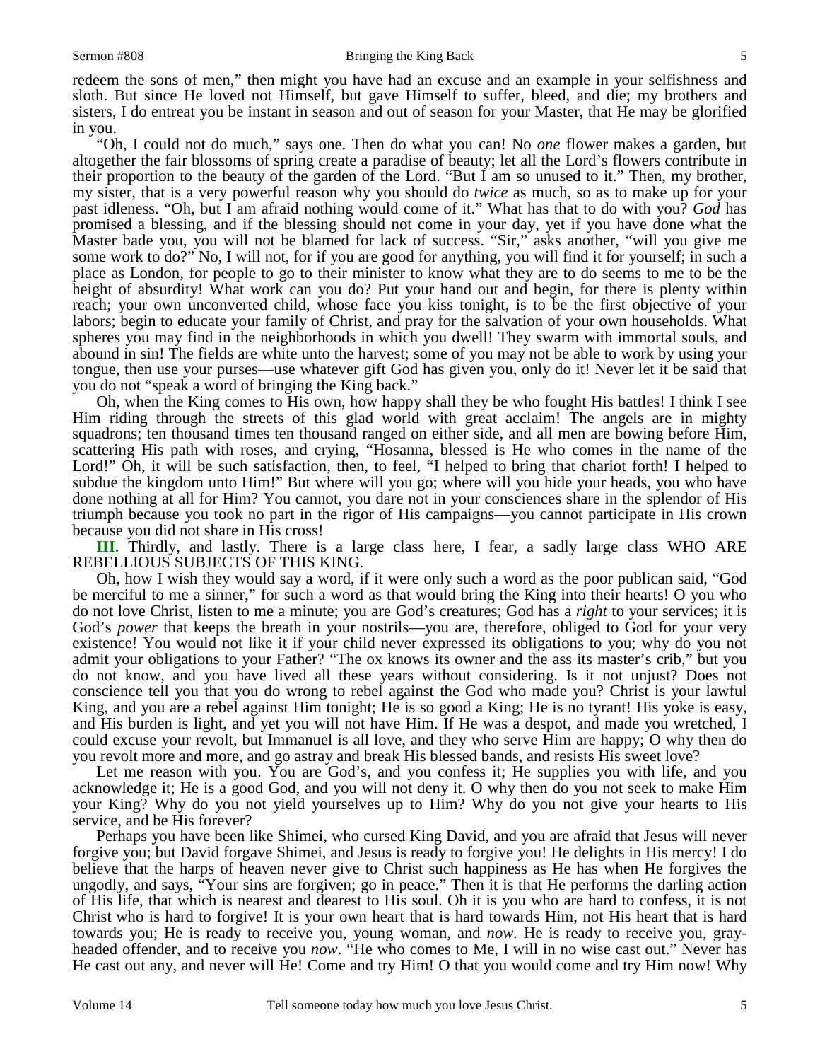redeem the sons of men," then might you have had an excuse and an example in your selfishness and sloth. But since He loved not Himself, but gave Himself to suffer, bleed, and die; my brothers and sisters, I do entreat you be instant in season and out of season for your Master, that He may be glorified in you.

"Oh, I could not do much," says one. Then do what you can! No *one* flower makes a garden, but altogether the fair blossoms of spring create a paradise of beauty; let all the Lord's flowers contribute in their proportion to the beauty of the garden of the Lord. "But I am so unused to it." Then, my brother, my sister, that is a very powerful reason why you should do *twice* as much, so as to make up for your past idleness. "Oh, but I am afraid nothing would come of it." What has that to do with you? *God* has promised a blessing, and if the blessing should not come in your day, yet if you have done what the Master bade you, you will not be blamed for lack of success. "Sir," asks another, "will you give me some work to do?" No, I will not, for if you are good for anything, you will find it for yourself; in such a place as London, for people to go to their minister to know what they are to do seems to me to be the height of absurdity! What work can you do? Put your hand out and begin, for there is plenty within reach; your own unconverted child, whose face you kiss tonight, is to be the first objective of your labors; begin to educate your family of Christ, and pray for the salvation of your own households. What spheres you may find in the neighborhoods in which you dwell! They swarm with immortal souls, and abound in sin! The fields are white unto the harvest; some of you may not be able to work by using your tongue, then use your purses—use whatever gift God has given you, only do it! Never let it be said that you do not "speak a word of bringing the King back."

Oh, when the King comes to His own, how happy shall they be who fought His battles! I think I see Him riding through the streets of this glad world with great acclaim! The angels are in mighty squadrons; ten thousand times ten thousand ranged on either side, and all men are bowing before Him, scattering His path with roses, and crying, "Hosanna, blessed is He who comes in the name of the Lord!" Oh, it will be such satisfaction, then, to feel, "I helped to bring that chariot forth! I helped to subdue the kingdom unto Him!" But where will you go; where will you hide your heads, you who have done nothing at all for Him? You cannot, you dare not in your consciences share in the splendor of His triumph because you took no part in the rigor of His campaigns—you cannot participate in His crown because you did not share in His cross!

**III.** Thirdly, and lastly. There is a large class here, I fear, a sadly large class WHO ARE REBELLIOUS SUBJECTS OF THIS KING.

Oh, how I wish they would say a word, if it were only such a word as the poor publican said, "God be merciful to me a sinner," for such a word as that would bring the King into their hearts! O you who do not love Christ, listen to me a minute; you are God's creatures; God has a *right* to your services; it is God's *power* that keeps the breath in your nostrils—you are, therefore, obliged to God for your very existence! You would not like it if your child never expressed its obligations to you; why do you not admit your obligations to your Father? "The ox knows its owner and the ass its master's crib," but you do not know, and you have lived all these years without considering. Is it not unjust? Does not conscience tell you that you do wrong to rebel against the God who made you? Christ is your lawful King, and you are a rebel against Him tonight; He is so good a King; He is no tyrant! His yoke is easy, and His burden is light, and yet you will not have Him. If He was a despot, and made you wretched, I could excuse your revolt, but Immanuel is all love, and they who serve Him are happy; O why then do you revolt more and more, and go astray and break His blessed bands, and resists His sweet love?

Let me reason with you. You are God's, and you confess it; He supplies you with life, and you acknowledge it; He is a good God, and you will not deny it. O why then do you not seek to make Him your King? Why do you not yield yourselves up to Him? Why do you not give your hearts to His service, and be His forever?

Perhaps you have been like Shimei, who cursed King David, and you are afraid that Jesus will never forgive you; but David forgave Shimei, and Jesus is ready to forgive you! He delights in His mercy! I do believe that the harps of heaven never give to Christ such happiness as He has when He forgives the ungodly, and says, "Your sins are forgiven; go in peace." Then it is that He performs the darling action of His life, that which is nearest and dearest to His soul. Oh it is you who are hard to confess, it is not Christ who is hard to forgive! It is your own heart that is hard towards Him, not His heart that is hard towards you; He is ready to receive you, young woman, and *now.* He is ready to receive you, gray-headed offender, and to receive you *now*. "He who comes to Me, I will in no wise cast out." Never has He cast out any, and never will He! Come and try Him! O that you would come and try Him now! Why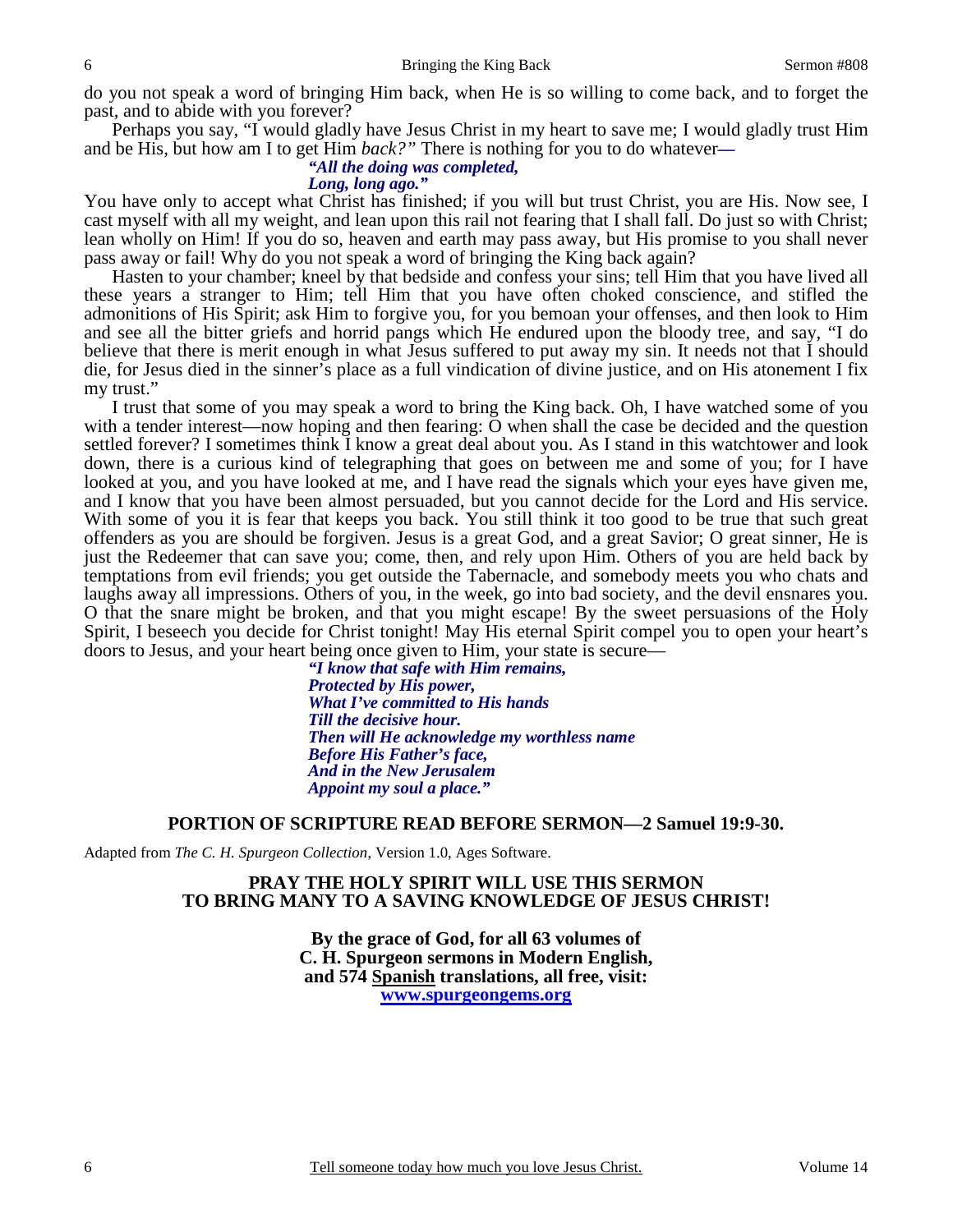do you not speak a word of bringing Him back, when He is so willing to come back, and to forget the past, and to abide with you forever?

Perhaps you say, "I would gladly have Jesus Christ in my heart to save me; I would gladly trust Him and be His, but how am I to get Him *back?"* There is nothing for you to do whatever**—**

> ***"All the doing was completed,***
> ***Long, long ago."***

You have only to accept what Christ has finished; if you will but trust Christ, you are His. Now see, I cast myself with all my weight, and lean upon this rail not fearing that I shall fall. Do just so with Christ; lean wholly on Him! If you do so, heaven and earth may pass away, but His promise to you shall never pass away or fail! Why do you not speak a word of bringing the King back again?

Hasten to your chamber; kneel by that bedside and confess your sins; tell Him that you have lived all these years a stranger to Him; tell Him that you have often choked conscience, and stifled the admonitions of His Spirit; ask Him to forgive you, for you bemoan your offenses, and then look to Him and see all the bitter griefs and horrid pangs which He endured upon the bloody tree, and say, "I do believe that there is merit enough in what Jesus suffered to put away my sin. It needs not that I should die, for Jesus died in the sinner's place as a full vindication of divine justice, and on His atonement I fix my trust."

I trust that some of you may speak a word to bring the King back. Oh, I have watched some of you with a tender interest—now hoping and then fearing: O when shall the case be decided and the question settled forever? I sometimes think I know a great deal about you. As I stand in this watchtower and look down, there is a curious kind of telegraphing that goes on between me and some of you; for I have looked at you, and you have looked at me, and I have read the signals which your eyes have given me, and I know that you have been almost persuaded, but you cannot decide for the Lord and His service. With some of you it is fear that keeps you back. You still think it too good to be true that such great offenders as you are should be forgiven. Jesus is a great God, and a great Savior; O great sinner, He is just the Redeemer that can save you; come, then, and rely upon Him. Others of you are held back by temptations from evil friends; you get outside the Tabernacle, and somebody meets you who chats and laughs away all impressions. Others of you, in the week, go into bad society, and the devil ensnares you. O that the snare might be broken, and that you might escape! By the sweet persuasions of the Holy Spirit, I beseech you decide for Christ tonight! May His eternal Spirit compel you to open your heart's doors to Jesus, and your heart being once given to Him, your state is secure—

> ***"I know that safe with Him remains,***
> ***Protected by His power,***
> ***What I've committed to His hands***
> ***Till the decisive hour.***
> ***Then will He acknowledge my worthless name***
> ***Before His Father's face,***
> ***And in the New Jerusalem***
> ***Appoint my soul a place."***

**PORTION OF SCRIPTURE READ BEFORE SERMON—2 Samuel 19:9-30.**

Adapted from *The C. H. Spurgeon Collection,* Version 1.0, Ages Software.

**PRAY THE HOLY SPIRIT WILL USE THIS SERMON TO BRING MANY TO A SAVING KNOWLEDGE OF JESUS CHRIST!**

**By the grace of God, for all 63 volumes of C. H. Spurgeon sermons in Modern English, and 574 Spanish translations, all free, visit: www.spurgeongems.org**